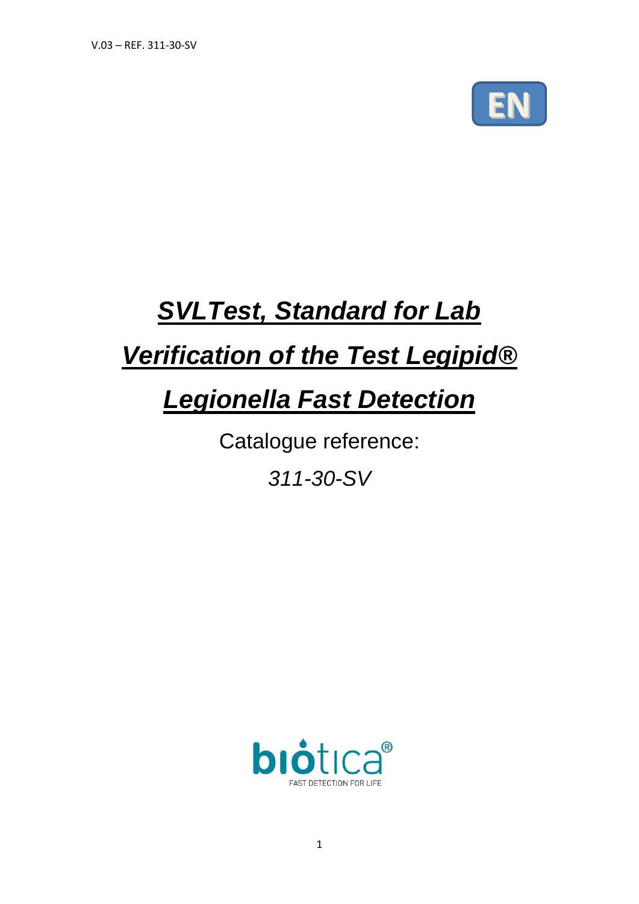V.03 – REF. 311-30-SV

EN

# ***SVLTest, Standard for Lab Verification of the Test Legipid® Legionella Fast Detection***

Catalogue reference:

*311-30-SV*

biotica®
FAST DETECTION FOR LIFE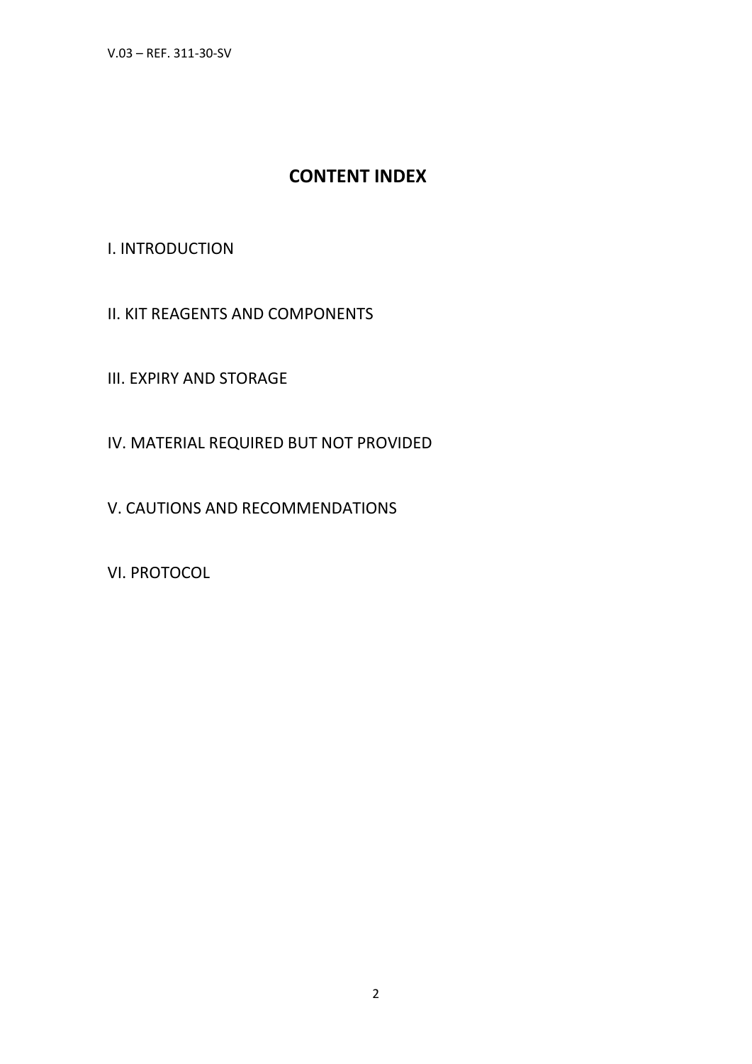# CONTENT INDEX

I. INTRODUCTION

II. KIT REAGENTS AND COMPONENTS

III. EXPIRY AND STORAGE

IV. MATERIAL REQUIRED BUT NOT PROVIDED

V. CAUTIONS AND RECOMMENDATIONS

VI. PROTOCOL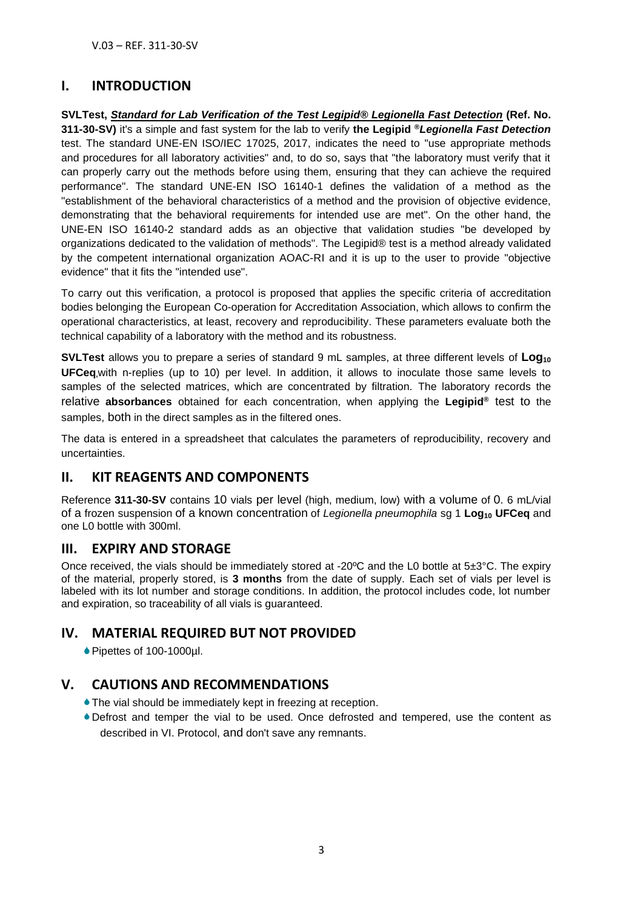# I. INTRODUCTION

**SVLTest, _Standard for Lab Verification of the Test Legipid® Legionella Fast Detection_ (Ref. No. 311-30-SV)** it's a simple and fast system for the lab to verify **the Legipid ®_Legionella Fast Detection_** test. The standard UNE-EN ISO/IEC 17025, 2017, indicates the need to "use appropriate methods and procedures for all laboratory activities" and, to do so, says that "the laboratory must verify that it can properly carry out the methods before using them, ensuring that they can achieve the required performance". The standard UNE-EN ISO 16140-1 defines the validation of a method as the "establishment of the behavioral characteristics of a method and the provision of objective evidence, demonstrating that the behavioral requirements for intended use are met". On the other hand, the UNE-EN ISO 16140-2 standard adds as an objective that validation studies "be developed by organizations dedicated to the validation of methods". The Legipid® test is a method already validated by the competent international organization AOAC-RI and it is up to the user to provide "objective evidence" that it fits the "intended use".

To carry out this verification, a protocol is proposed that applies the specific criteria of accreditation bodies belonging the European Co-operation for Accreditation Association, which allows to confirm the operational characteristics, at least, recovery and reproducibility. These parameters evaluate both the technical capability of a laboratory with the method and its robustness.

**SVLTest** allows you to prepare a series of standard 9 mL samples, at three different levels of **$Log_{10}$ UFCeq**, with n-replies (up to 10) per level. In addition, it allows to inoculate those same levels to samples of the selected matrices, which are concentrated by filtration. The laboratory records the relative **absorbances** obtained for each concentration, when applying the **Legipid®** test to the samples, both in the direct samples as in the filtered ones.

The data is entered in a spreadsheet that calculates the parameters of reproducibility, recovery and uncertainties.

# II. KIT REAGENTS AND COMPONENTS

Reference **311-30-SV** contains 10 vials per level (high, medium, low) with a volume of 0. 6 mL/vial of a frozen suspension of a known concentration of *Legionella pneumophila* sg 1 **$Log_{10}$ UFCeq** and one L0 bottle with 300ml.

# III. EXPIRY AND STORAGE

Once received, the vials should be immediately stored at -20ºC and the L0 bottle at 5±3°C. The expiry of the material, properly stored, is **3 months** from the date of supply. Each set of vials per level is labeled with its lot number and storage conditions. In addition, the protocol includes code, lot number and expiration, so traceability of all vials is guaranteed.

# IV. MATERIAL REQUIRED BUT NOT PROVIDED

- Pipettes of 100-1000µl.

# V. CAUTIONS AND RECOMMENDATIONS

- The vial should be immediately kept in freezing at reception.
- Defrost and temper the vial to be used. Once defrosted and tempered, use the content as described in VI. Protocol, and don't save any remnants.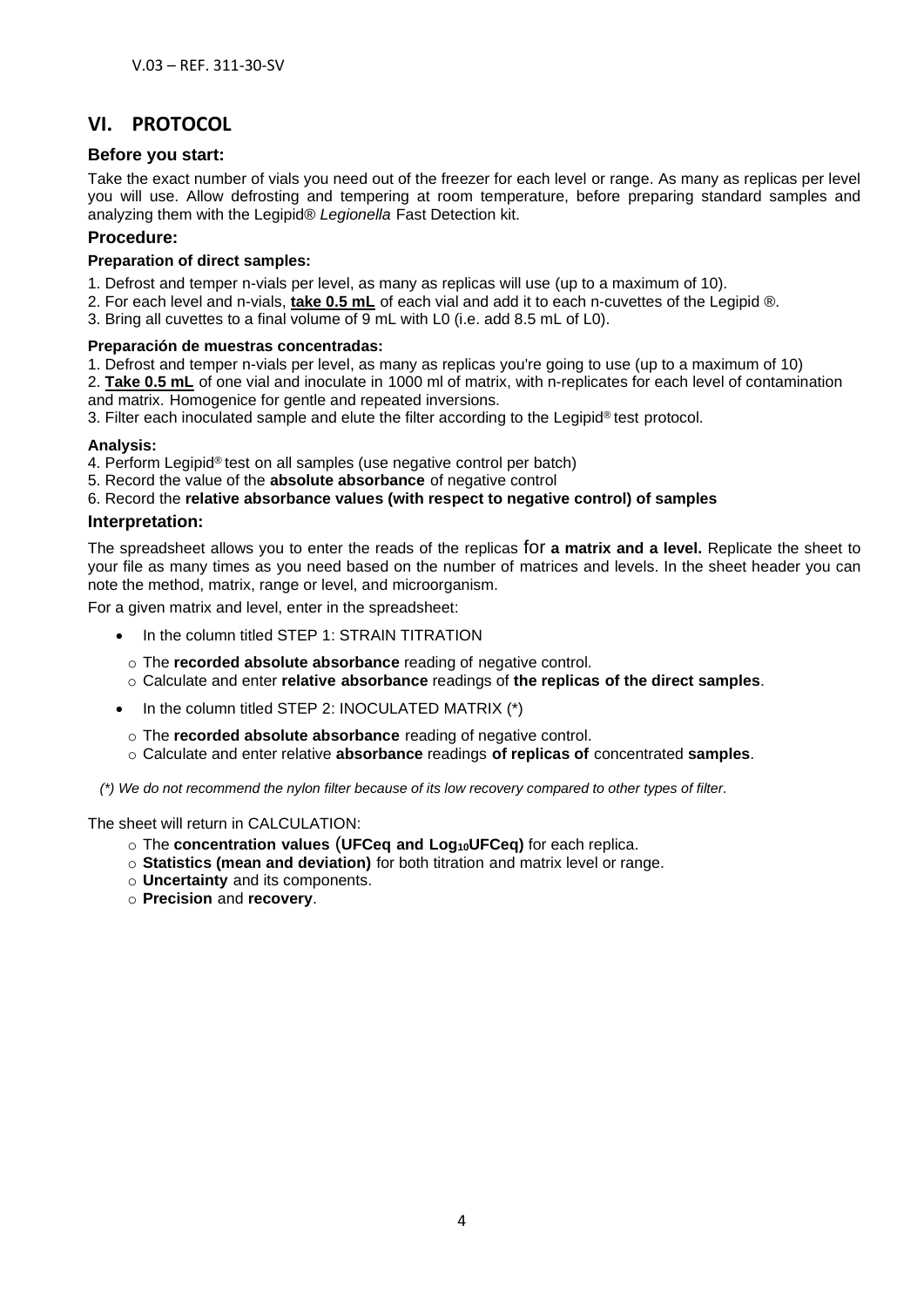## VI. PROTOCOL

### Before you start:

Take the exact number of vials you need out of the freezer for each level or range. As many as replicas per level you will use. Allow defrosting and tempering at room temperature, before preparing standard samples and analyzing them with the Legipid® *Legionella* Fast Detection kit.

### Procedure:

#### Preparation of direct samples:

1. Defrost and temper n-vials per level, as many as replicas will use (up to a maximum of 10).
2. For each level and n-vials, **take 0.5 mL** of each vial and add it to each n-cuvettes of the Legipid ®.
3. Bring all cuvettes to a final volume of 9 mL with L0 (i.e. add 8.5 mL of L0).

#### Preparación de muestras concentradas:

1. Defrost and temper n-vials per level, as many as replicas you're going to use (up to a maximum of 10)
2. **Take 0.5 mL** of one vial and inoculate in 1000 ml of matrix, with n-replicates for each level of contamination and matrix. Homogenice for gentle and repeated inversions.
3. Filter each inoculated sample and elute the filter according to the Legipid® test protocol.

#### Analysis:

4. Perform Legipid® test on all samples (use negative control per batch)
5. Record the value of the **absolute absorbance** of negative control
6. Record the **relative absorbance values (with respect to negative control) of samples**

### Interpretation:

The spreadsheet allows you to enter the reads of the replicas for **a matrix and a level.** Replicate the sheet to your file as many times as you need based on the number of matrices and levels. In the sheet header you can note the method, matrix, range or level, and microorganism.

For a given matrix and level, enter in the spreadsheet:

- In the column titled STEP 1: STRAIN TITRATION
  - The **recorded absolute absorbance** reading of negative control.
  - Calculate and enter **relative absorbance** readings of **the replicas of the direct samples**.
- In the column titled STEP 2: INOCULATED MATRIX (*)
  - The **recorded absolute absorbance** reading of negative control.
  - Calculate and enter relative **absorbance** readings **of replicas of** concentrated **samples**.

*(\*) We do not recommend the nylon filter because of its low recovery compared to other types of filter.*

The sheet will return in CALCULATION:

- The **concentration values (UFCeq and $Log_{10}$UFCeq)** for each replica.
- **Statistics (mean and deviation)** for both titration and matrix level or range.
- **Uncertainty** and its components.
- **Precision** and **recovery**.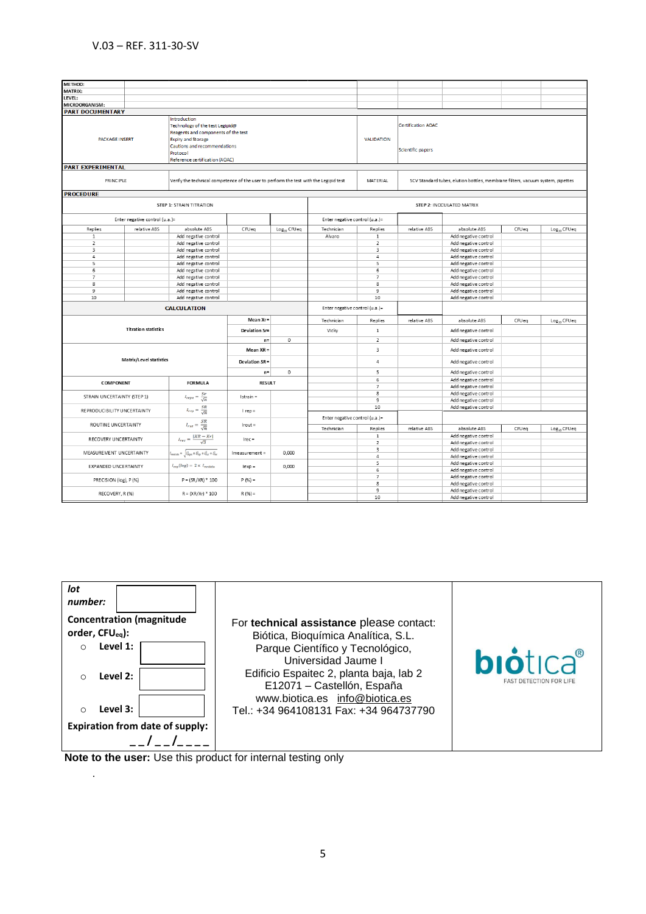V.03 – REF. 311-30-SV

| | | | | | | | |
|---|---|---|---|---|---|---|---|
| METHOD: | | | | | | | |
| MATRIX: | | | | | | | |
| LEVEL: | | | | | | | |
| MICROORGANISM: | | | | | | | |
| **PART DOCUMENTARY** | | | | | | | |
| PACKAGE INSERT | Introduction<br>Technology of the test Legipid®<br>Reagents and components of the test<br>Expiry and Storage<br>Cautions and recommendations<br>Protocol<br>Reference certification (AOAC) | | VALIDATION | Certification AOAC<br><br>Scientific papers | | | |
| **PART EXPERIMENTAL** | | | | | | | |
| PRINCIPLE | Verify the technical competence of the user to perform the test with the Legipid test | | MATERIAL | SCV Standard tubes, elution bottles, membrane filters, vacuum system, pipettes | | | |
| **PROCEDURE** | | | | | | | |

**STEP 1:** STRAIN TITRATION

Enter negative control (u.a.)=

| Replies | relative ABS | absolute ABS | CFUeq | $Log_{10}$ CFUeq |
|---|---|---|---|---|
| 1 | | Add negative control | | |
| 2 | | Add negative control | | |
| 3 | | Add negative control | | |
| 4 | | Add negative control | | |
| 5 | | Add negative control | | |
| 6 | | Add negative control | | |
| 7 | | Add negative control | | |
| 8 | | Add negative control | | |
| 9 | | Add negative control | | |
| 10 | | Add negative control | | |

**CALCULATION**

| | | |
|---|---|---|
| Titration statistics | Mean Xr= | |
| | Deviation Sr= | |
| | n= | 0 |
| Matrix/Level statistics | Mean XR = | |
| | Deviation SR = | |
| | n= | 0 |

| COMPONENT | FORMULA | RESULT | |
|---|---|---|---|
| STRAIN UNCERTAINTY (STEP 1) | $I_{cepa} = \frac{Sr}{\sqrt{n}}$ | Istrain = | |
| REPRODUCIBILITY UNCERTAINTY | $I_{rep} = \frac{SR}{\sqrt{n}}$ | I rep = | |
| ROUTINE UNCERTAINTY | $I_{rut} = \frac{SR}{\sqrt{n}}$ | Irout = | |
| RECOVERY UNCERTAINTY | $I_{rec} = \frac{\lvert XR - Xr \rvert}{\sqrt{3}}$ | Irec = | |
| MEASUREMENT UNCERTAINTY | $I_{medida} = \sqrt{I_{cepa}^2 + I_{Rep}^2 + I_{rut}^2 + I_{rec}^2}$ | Imeasurement = | 0,000 |
| EXPANDED UNCERTAINTY | $I_{exp}(log) = 2 \times I_{medida}$ | Iexp = | 0,000 |
| PRECISION (log), P (%) | P = (SR/XR) * 100 | P (%) = | |
| RECOVERY, R (%) | R = (XR/Xr) * 100 | R (%) = | |

**STEP 2:** INOCULATED MATRIX

Enter negative control (u.a.)=

| Technician | Replies | relative ABS | absolute ABS | CFUeq | $Log_{10}$ CFUeq |
|---|---|---|---|---|---|
| Alvaro | 1 | | Add negative control | | |
| | 2 | | Add negative control | | |
| | 3 | | Add negative control | | |
| | 4 | | Add negative control | | |
| | 5 | | Add negative control | | |
| | 6 | | Add negative control | | |
| | 7 | | Add negative control | | |
| | 8 | | Add negative control | | |
| | 9 | | Add negative control | | |
| | 10 | | Add negative control | | |

Enter negative control (u.a.)=

| Technician | Replies | relative ABS | absolute ABS | CFUeq | $Log_{10}$ CFUeq |
|---|---|---|---|---|---|
| Vicky | 1 | | Add negative control | | |
| | 2 | | Add negative control | | |
| | 3 | | Add negative control | | |
| | 4 | | Add negative control | | |
| | 5 | | Add negative control | | |
| | 6 | | Add negative control | | |
| | 7 | | Add negative control | | |
| | 8 | | Add negative control | | |
| | 9 | | Add negative control | | |
| | 10 | | Add negative control | | |

Enter negative control (u.a.)=

| Technician | Replies | relative ABS | absolute ABS | CFUeq | $Log_{10}$ CFUeq |
|---|---|---|---|---|---|
| | 1 | | Add negative control | | |
| | 2 | | Add negative control | | |
| | 3 | | Add negative control | | |
| | 4 | | Add negative control | | |
| | 5 | | Add negative control | | |
| | 6 | | Add negative control | | |
| | 7 | | Add negative control | | |
| | 8 | | Add negative control | | |
| | 9 | | Add negative control | | |
| | 10 | | Add negative control | | |

| | | |
|---|---|---|
| ***lot number:*** [ ]<br>**Concentration (magnitude order, $CFU_{eq}$):**<br>○ **Level 1:** [ ]<br>○ **Level 2:** [ ]<br>○ **Level 3:** [ ]<br>**Expiration from date of supply:**<br>**\_\_/\_\_/\_\_\_\_** | For **technical assistance** please contact:<br>Biótica, Bioquímica Analítica, S.L.<br>Parque Científico y Tecnológico, Universidad Jaume I<br>Edificio Espaitec 2, planta baja, lab 2<br>E12071 – Castellón, España<br>www.biotica.es info@biotica.es<br>Tel.: +34 964108131 Fax: +34 964737790 | biotica® FAST DETECTION FOR LIFE |

**Note to the user:** Use this product for internal testing only